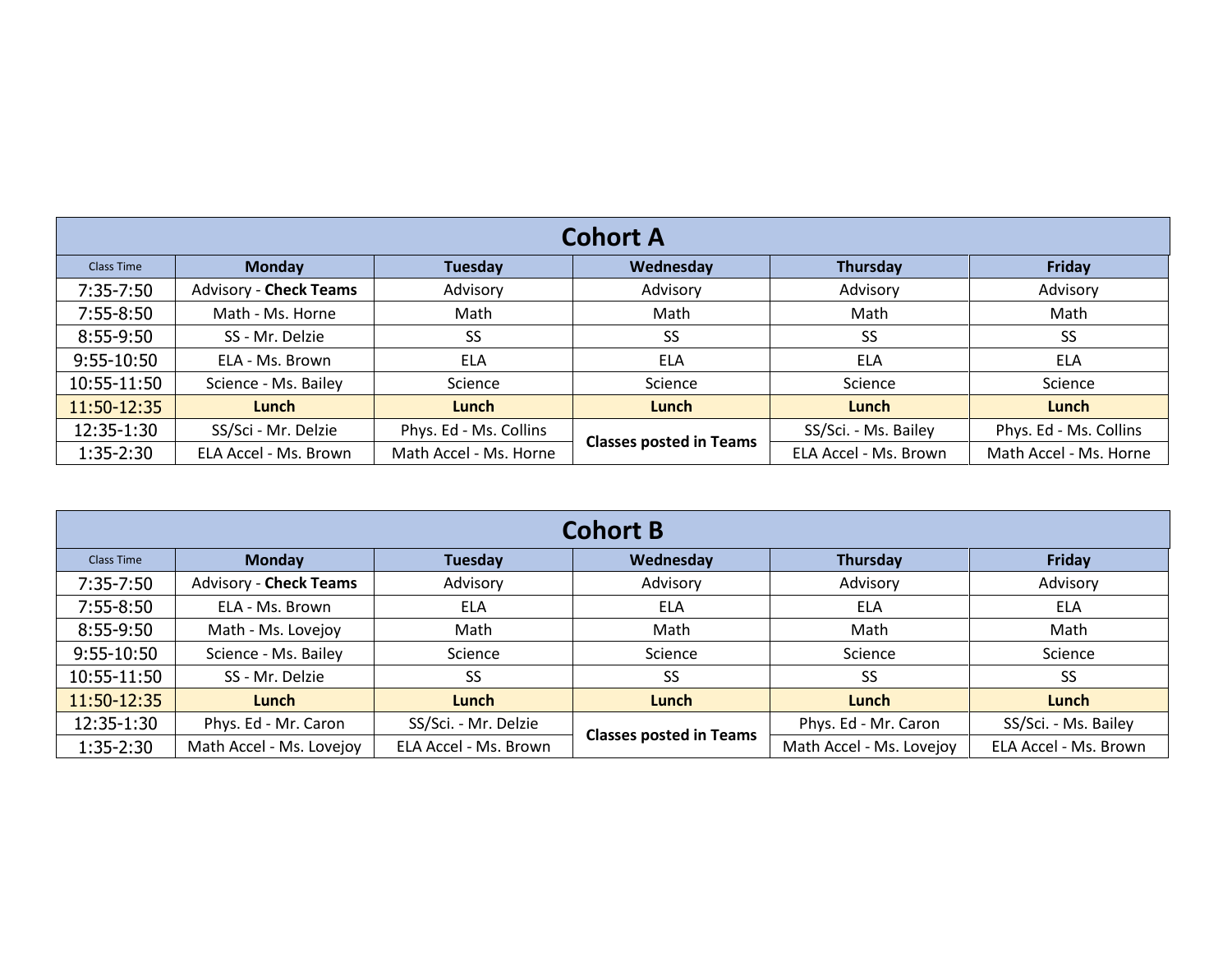## Cohort A

| Class Time | Monday | Tuesday | Wednesday | Thursday | Friday |
|---|---|---|---|---|---|
| 7:35-7:50 | Advisory - **Check Teams** | Advisory | Advisory | Advisory | Advisory |
| 7:55-8:50 | Math - Ms. Horne | Math | Math | Math | Math |
| 8:55-9:50 | SS - Mr. Delzie | SS | SS | SS | SS |
| 9:55-10:50 | ELA - Ms. Brown | ELA | ELA | ELA | ELA |
| 10:55-11:50 | Science - Ms. Bailey | Science | Science | Science | Science |
| 11:50-12:35 | **Lunch** | **Lunch** | **Lunch** | **Lunch** | **Lunch** |
| 12:35-1:30 | SS/Sci - Mr. Delzie | Phys. Ed - Ms. Collins | **Classes posted in Teams** | SS/Sci. - Ms. Bailey | Phys. Ed - Ms. Collins |
| 1:35-2:30 | ELA Accel - Ms. Brown | Math Accel - Ms. Horne | | ELA Accel - Ms. Brown | Math Accel - Ms. Horne |

## Cohort B

| Class Time | Monday | Tuesday | Wednesday | Thursday | Friday |
|---|---|---|---|---|---|
| 7:35-7:50 | Advisory - **Check Teams** | Advisory | Advisory | Advisory | Advisory |
| 7:55-8:50 | ELA - Ms. Brown | ELA | ELA | ELA | ELA |
| 8:55-9:50 | Math - Ms. Lovejoy | Math | Math | Math | Math |
| 9:55-10:50 | Science - Ms. Bailey | Science | Science | Science | Science |
| 10:55-11:50 | SS - Mr. Delzie | SS | SS | SS | SS |
| 11:50-12:35 | **Lunch** | **Lunch** | **Lunch** | **Lunch** | **Lunch** |
| 12:35-1:30 | Phys. Ed - Mr. Caron | SS/Sci. - Mr. Delzie | **Classes posted in Teams** | Phys. Ed - Mr. Caron | SS/Sci. - Ms. Bailey |
| 1:35-2:30 | Math Accel - Ms. Lovejoy | ELA Accel - Ms. Brown | | Math Accel - Ms. Lovejoy | ELA Accel - Ms. Brown |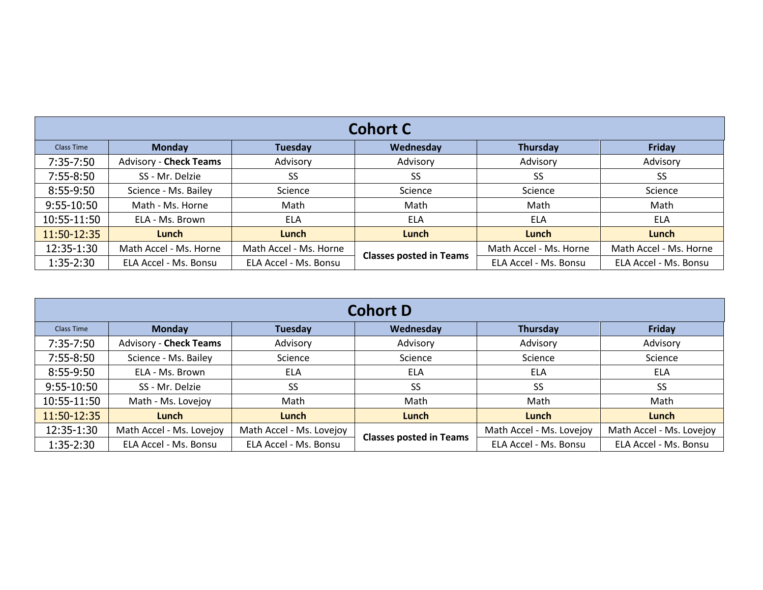## Cohort C

| Class Time | **Monday** | **Tuesday** | **Wednesday** | **Thursday** | **Friday** |
|---|---|---|---|---|---|
| 7:35-7:50 | Advisory - **Check Teams** | Advisory | Advisory | Advisory | Advisory |
| 7:55-8:50 | SS - Mr. Delzie | SS | SS | SS | SS |
| 8:55-9:50 | Science - Ms. Bailey | Science | Science | Science | Science |
| 9:55-10:50 | Math - Ms. Horne | Math | Math | Math | Math |
| 10:55-11:50 | ELA - Ms. Brown | ELA | ELA | ELA | ELA |
| 11:50-12:35 | **Lunch** | **Lunch** | **Lunch** | **Lunch** | **Lunch** |
| 12:35-1:30 | Math Accel - Ms. Horne | Math Accel - Ms. Horne | **Classes posted in Teams** | Math Accel - Ms. Horne | Math Accel - Ms. Horne |
| 1:35-2:30 | ELA Accel - Ms. Bonsu | ELA Accel - Ms. Bonsu | | ELA Accel - Ms. Bonsu | ELA Accel - Ms. Bonsu |

## Cohort D

| Class Time | **Monday** | **Tuesday** | **Wednesday** | **Thursday** | **Friday** |
|---|---|---|---|---|---|
| 7:35-7:50 | Advisory - **Check Teams** | Advisory | Advisory | Advisory | Advisory |
| 7:55-8:50 | Science - Ms. Bailey | Science | Science | Science | Science |
| 8:55-9:50 | ELA - Ms. Brown | ELA | ELA | ELA | ELA |
| 9:55-10:50 | SS - Mr. Delzie | SS | SS | SS | SS |
| 10:55-11:50 | Math - Ms. Lovejoy | Math | Math | Math | Math |
| 11:50-12:35 | **Lunch** | **Lunch** | **Lunch** | **Lunch** | **Lunch** |
| 12:35-1:30 | Math Accel - Ms. Lovejoy | Math Accel - Ms. Lovejoy | **Classes posted in Teams** | Math Accel - Ms. Lovejoy | Math Accel - Ms. Lovejoy |
| 1:35-2:30 | ELA Accel - Ms. Bonsu | ELA Accel - Ms. Bonsu | | ELA Accel - Ms. Bonsu | ELA Accel - Ms. Bonsu |